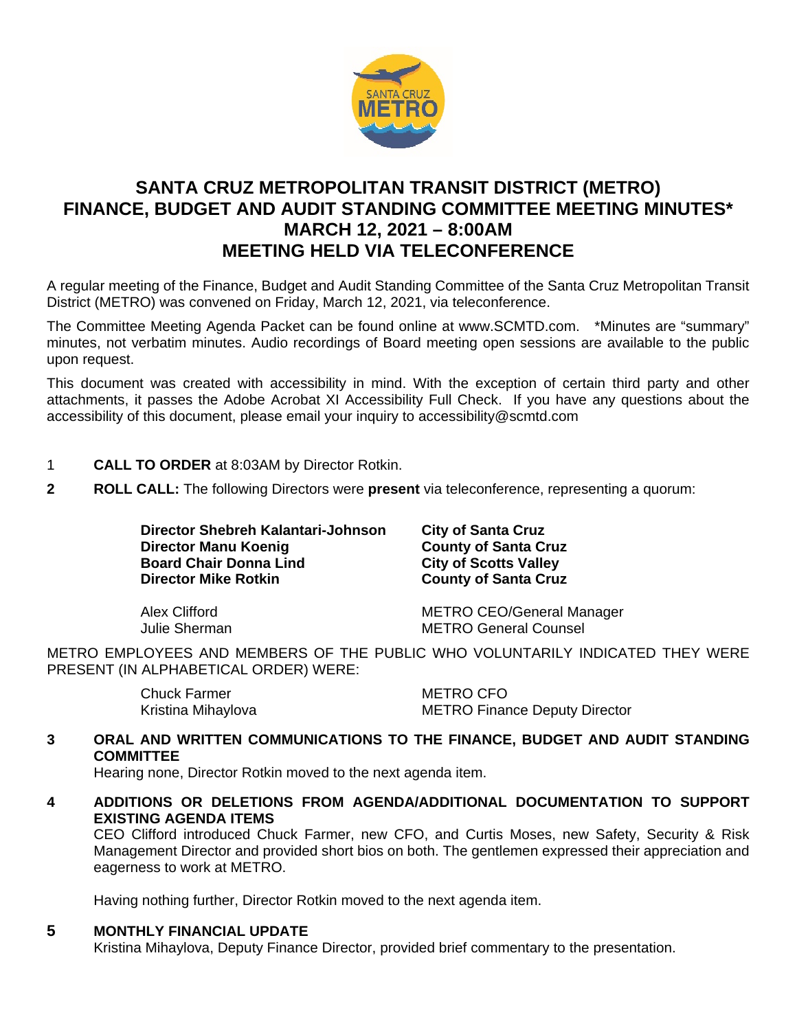# SANTA CRUZ METROPOLITAN TRANSIT DISTRICT (METRO) FINANCE, BUDGET AND AUDIT STANDING COMMITTEE MEETING MINUTES* MARCH 12, 2021 – 8:00AM MEETING HELD VIA TELECONFERENCE

A regular meeting of the Finance, Budget and Audit Standing Committee of the Santa Cruz Metropolitan Transit District (METRO) was convened on Friday, March 12, 2021, via teleconference.

The Committee Meeting Agenda Packet can be found online at www.SCMTD.com. *Minutes are "summary" minutes, not verbatim minutes. Audio recordings of Board meeting open sessions are available to the public upon request.

This document was created with accessibility in mind. With the exception of certain third party and other attachments, it passes the Adobe Acrobat XI Accessibility Full Check. If you have any questions about the accessibility of this document, please email your inquiry to accessibility@scmtd.com

1 **CALL TO ORDER** at 8:03AM by Director Rotkin.

**2 ROLL CALL:** The following Directors were **present** via teleconference, representing a quorum:

| | |
|---|---|
| **Director Shebreh Kalantari-Johnson** | **City of Santa Cruz** |
| **Director Manu Koenig** | **County of Santa Cruz** |
| **Board Chair Donna Lind** | **City of Scotts Valley** |
| **Director Mike Rotkin** | **County of Santa Cruz** |
| Alex Clifford | METRO CEO/General Manager |
| Julie Sherman | METRO General Counsel |

METRO EMPLOYEES AND MEMBERS OF THE PUBLIC WHO VOLUNTARILY INDICATED THEY WERE PRESENT (IN ALPHABETICAL ORDER) WERE:

| | |
|---|---|
| Chuck Farmer | METRO CFO |
| Kristina Mihaylova | METRO Finance Deputy Director |

**3 ORAL AND WRITTEN COMMUNICATIONS TO THE FINANCE, BUDGET AND AUDIT STANDING COMMITTEE**

Hearing none, Director Rotkin moved to the next agenda item.

**4 ADDITIONS OR DELETIONS FROM AGENDA/ADDITIONAL DOCUMENTATION TO SUPPORT EXISTING AGENDA ITEMS**

CEO Clifford introduced Chuck Farmer, new CFO, and Curtis Moses, new Safety, Security & Risk Management Director and provided short bios on both. The gentlemen expressed their appreciation and eagerness to work at METRO.

Having nothing further, Director Rotkin moved to the next agenda item.

**5 MONTHLY FINANCIAL UPDATE**

Kristina Mihaylova, Deputy Finance Director, provided brief commentary to the presentation.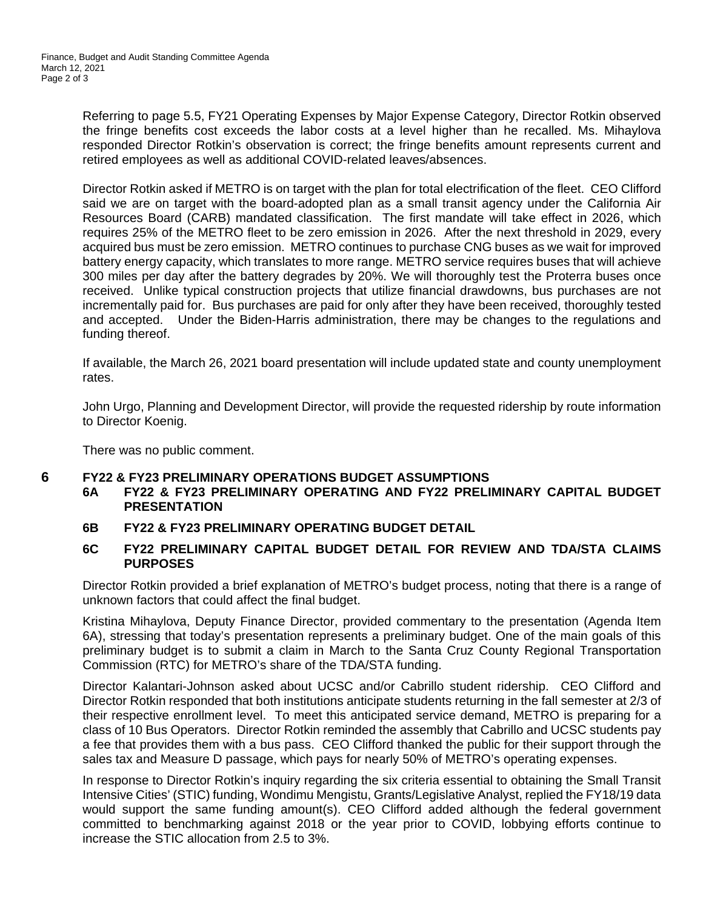Referring to page 5.5, FY21 Operating Expenses by Major Expense Category, Director Rotkin observed the fringe benefits cost exceeds the labor costs at a level higher than he recalled. Ms. Mihaylova responded Director Rotkin's observation is correct; the fringe benefits amount represents current and retired employees as well as additional COVID-related leaves/absences.

Director Rotkin asked if METRO is on target with the plan for total electrification of the fleet. CEO Clifford said we are on target with the board-adopted plan as a small transit agency under the California Air Resources Board (CARB) mandated classification. The first mandate will take effect in 2026, which requires 25% of the METRO fleet to be zero emission in 2026. After the next threshold in 2029, every acquired bus must be zero emission. METRO continues to purchase CNG buses as we wait for improved battery energy capacity, which translates to more range. METRO service requires buses that will achieve 300 miles per day after the battery degrades by 20%. We will thoroughly test the Proterra buses once received. Unlike typical construction projects that utilize financial drawdowns, bus purchases are not incrementally paid for. Bus purchases are paid for only after they have been received, thoroughly tested and accepted. Under the Biden-Harris administration, there may be changes to the regulations and funding thereof.

If available, the March 26, 2021 board presentation will include updated state and county unemployment rates.

John Urgo, Planning and Development Director, will provide the requested ridership by route information to Director Koenig.

There was no public comment.

## 6 FY22 & FY23 PRELIMINARY OPERATIONS BUDGET ASSUMPTIONS

### 6A FY22 & FY23 PRELIMINARY OPERATING AND FY22 PRELIMINARY CAPITAL BUDGET PRESENTATION

### 6B FY22 & FY23 PRELIMINARY OPERATING BUDGET DETAIL

### 6C FY22 PRELIMINARY CAPITAL BUDGET DETAIL FOR REVIEW AND TDA/STA CLAIMS PURPOSES

Director Rotkin provided a brief explanation of METRO's budget process, noting that there is a range of unknown factors that could affect the final budget.

Kristina Mihaylova, Deputy Finance Director, provided commentary to the presentation (Agenda Item 6A), stressing that today's presentation represents a preliminary budget. One of the main goals of this preliminary budget is to submit a claim in March to the Santa Cruz County Regional Transportation Commission (RTC) for METRO's share of the TDA/STA funding.

Director Kalantari-Johnson asked about UCSC and/or Cabrillo student ridership. CEO Clifford and Director Rotkin responded that both institutions anticipate students returning in the fall semester at 2/3 of their respective enrollment level. To meet this anticipated service demand, METRO is preparing for a class of 10 Bus Operators. Director Rotkin reminded the assembly that Cabrillo and UCSC students pay a fee that provides them with a bus pass. CEO Clifford thanked the public for their support through the sales tax and Measure D passage, which pays for nearly 50% of METRO's operating expenses.

In response to Director Rotkin's inquiry regarding the six criteria essential to obtaining the Small Transit Intensive Cities' (STIC) funding, Wondimu Mengistu, Grants/Legislative Analyst, replied the FY18/19 data would support the same funding amount(s). CEO Clifford added although the federal government committed to benchmarking against 2018 or the year prior to COVID, lobbying efforts continue to increase the STIC allocation from 2.5 to 3%.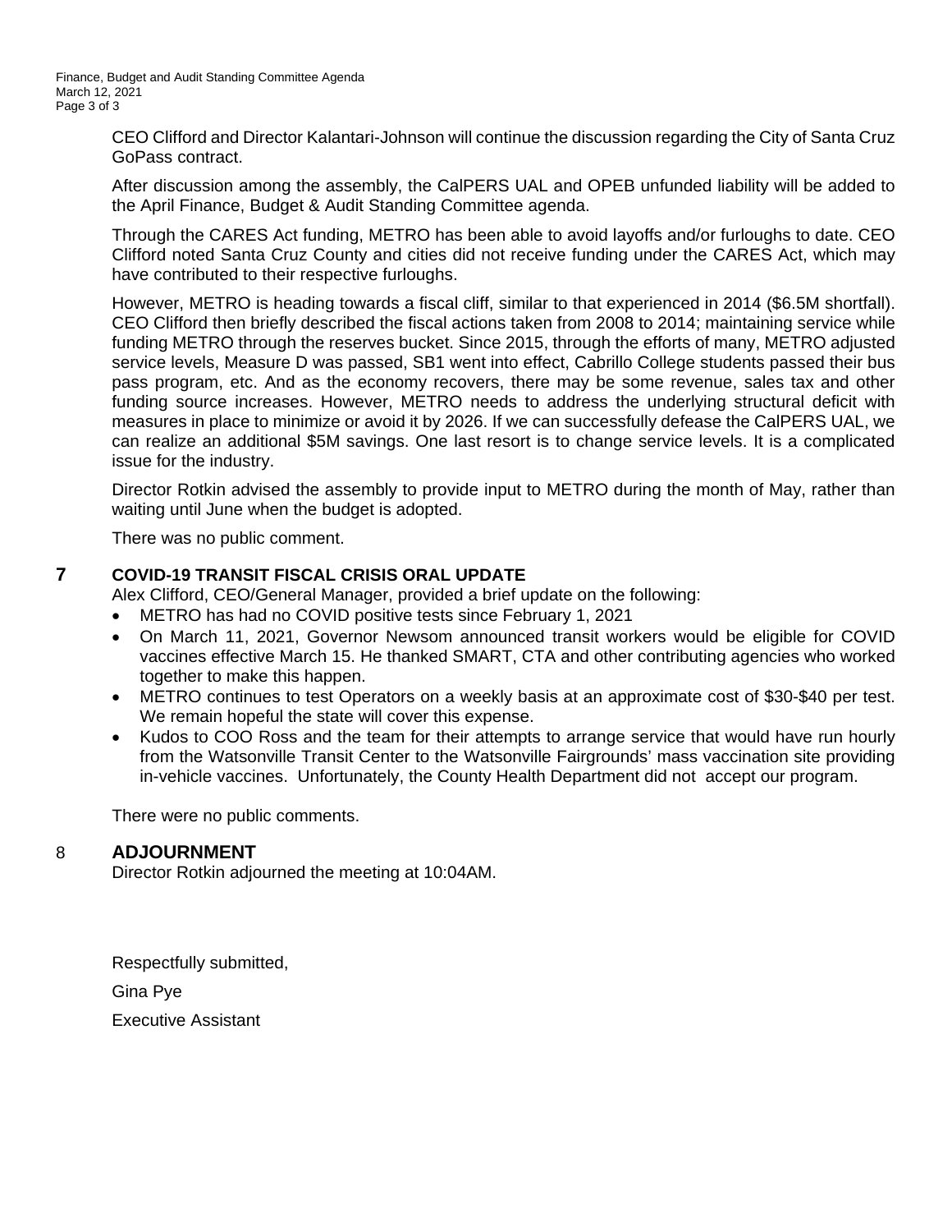CEO Clifford and Director Kalantari-Johnson will continue the discussion regarding the City of Santa Cruz GoPass contract.

After discussion among the assembly, the CalPERS UAL and OPEB unfunded liability will be added to the April Finance, Budget & Audit Standing Committee agenda.

Through the CARES Act funding, METRO has been able to avoid layoffs and/or furloughs to date. CEO Clifford noted Santa Cruz County and cities did not receive funding under the CARES Act, which may have contributed to their respective furloughs.

However, METRO is heading towards a fiscal cliff, similar to that experienced in 2014 ($6.5M shortfall). CEO Clifford then briefly described the fiscal actions taken from 2008 to 2014; maintaining service while funding METRO through the reserves bucket. Since 2015, through the efforts of many, METRO adjusted service levels, Measure D was passed, SB1 went into effect, Cabrillo College students passed their bus pass program, etc. And as the economy recovers, there may be some revenue, sales tax and other funding source increases. However, METRO needs to address the underlying structural deficit with measures in place to minimize or avoid it by 2026. If we can successfully defease the CalPERS UAL, we can realize an additional $5M savings. One last resort is to change service levels. It is a complicated issue for the industry.

Director Rotkin advised the assembly to provide input to METRO during the month of May, rather than waiting until June when the budget is adopted.

There was no public comment.

## 7 COVID-19 TRANSIT FISCAL CRISIS ORAL UPDATE

Alex Clifford, CEO/General Manager, provided a brief update on the following:

- METRO has had no COVID positive tests since February 1, 2021
- On March 11, 2021, Governor Newsom announced transit workers would be eligible for COVID vaccines effective March 15. He thanked SMART, CTA and other contributing agencies who worked together to make this happen.
- METRO continues to test Operators on a weekly basis at an approximate cost of $30-$40 per test. We remain hopeful the state will cover this expense.
- Kudos to COO Ross and the team for their attempts to arrange service that would have run hourly from the Watsonville Transit Center to the Watsonville Fairgrounds' mass vaccination site providing in-vehicle vaccines. Unfortunately, the County Health Department did not accept our program.

There were no public comments.

## 8 ADJOURNMENT

Director Rotkin adjourned the meeting at 10:04AM.

Respectfully submitted,

Gina Pye

Executive Assistant